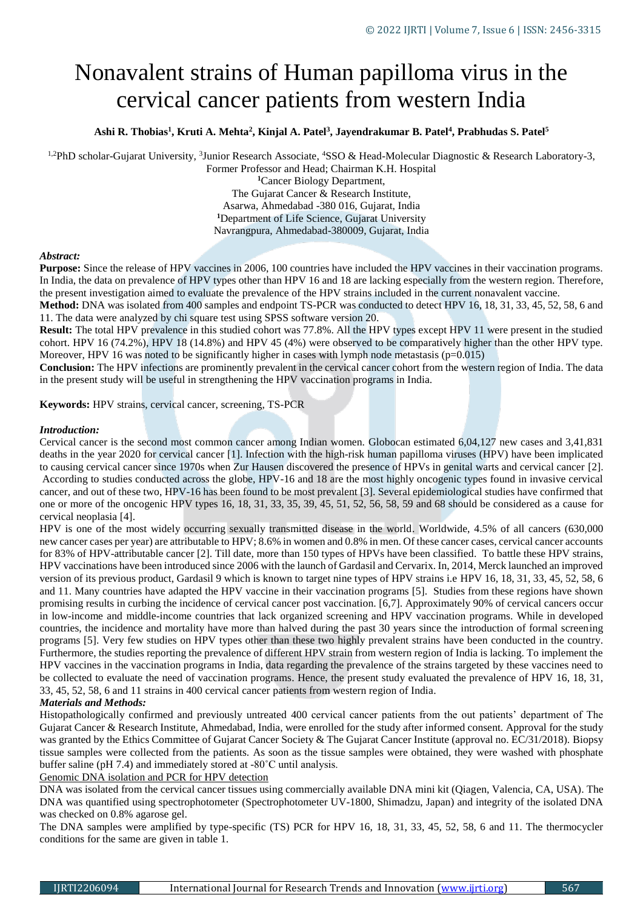# Nonavalent strains of Human papilloma virus in the cervical cancer patients from western India

**Ashi R. Thobias[1], Kruti A. Mehta[2], Kinjal A. Patel[3], Jayendrakumar B. Patel[4], Prabhudas S. Patel[5]**

[1,2]PhD scholar-Gujarat University, [3]Junior Research Associate, [4]SSO & Head-Molecular Diagnostic & Research Laboratory-3, Former Professor and Head; Chairman K.H. Hospital
[1]Cancer Biology Department,
The Gujarat Cancer & Research Institute,
Asarwa, Ahmedabad -380 016, Gujarat, India
[1]Department of Life Science, Gujarat University
Navrangpura, Ahmedabad-380009, Gujarat, India

***Abstract:***

**Purpose:** Since the release of HPV vaccines in 2006, 100 countries have included the HPV vaccines in their vaccination programs. In India, the data on prevalence of HPV types other than HPV 16 and 18 are lacking especially from the western region. Therefore, the present investigation aimed to evaluate the prevalence of the HPV strains included in the current nonavalent vaccine.

**Method:** DNA was isolated from 400 samples and endpoint TS-PCR was conducted to detect HPV 16, 18, 31, 33, 45, 52, 58, 6 and 11. The data were analyzed by chi square test using SPSS software version 20.

**Result:** The total HPV prevalence in this studied cohort was 77.8%. All the HPV types except HPV 11 were present in the studied cohort. HPV 16 (74.2%), HPV 18 (14.8%) and HPV 45 (4%) were observed to be comparatively higher than the other HPV type. Moreover, HPV 16 was noted to be significantly higher in cases with lymph node metastasis (p=0.015)

**Conclusion:** The HPV infections are prominently prevalent in the cervical cancer cohort from the western region of India. The data in the present study will be useful in strengthening the HPV vaccination programs in India.

**Keywords:** HPV strains, cervical cancer, screening, TS-PCR

***Introduction:***

Cervical cancer is the second most common cancer among Indian women. Globocan estimated 6,04,127 new cases and 3,41,831 deaths in the year 2020 for cervical cancer [1]. Infection with the high-risk human papilloma viruses (HPV) have been implicated to causing cervical cancer since 1970s when Zur Hausen discovered the presence of HPVs in genital warts and cervical cancer [2]. According to studies conducted across the globe, HPV-16 and 18 are the most highly oncogenic types found in invasive cervical cancer, and out of these two, HPV-16 has been found to be most prevalent [3]. Several epidemiological studies have confirmed that one or more of the oncogenic HPV types 16, 18, 31, 33, 35, 39, 45, 51, 52, 56, 58, 59 and 68 should be considered as a cause for cervical neoplasia [4].

HPV is one of the most widely occurring sexually transmitted disease in the world. Worldwide, 4.5% of all cancers (630,000 new cancer cases per year) are attributable to HPV; 8.6% in women and 0.8% in men. Of these cancer cases, cervical cancer accounts for 83% of HPV-attributable cancer [2]. Till date, more than 150 types of HPVs have been classified. To battle these HPV strains, HPV vaccinations have been introduced since 2006 with the launch of Gardasil and Cervarix. In, 2014, Merck launched an improved version of its previous product, Gardasil 9 which is known to target nine types of HPV strains i.e HPV 16, 18, 31, 33, 45, 52, 58, 6 and 11. Many countries have adapted the HPV vaccine in their vaccination programs [5]. Studies from these regions have shown promising results in curbing the incidence of cervical cancer post vaccination. [6,7]. Approximately 90% of cervical cancers occur in low-income and middle-income countries that lack organized screening and HPV vaccination programs. While in developed countries, the incidence and mortality have more than halved during the past 30 years since the introduction of formal screening programs [5]. Very few studies on HPV types other than these two highly prevalent strains have been conducted in the country. Furthermore, the studies reporting the prevalence of different HPV strain from western region of India is lacking. To implement the HPV vaccines in the vaccination programs in India, data regarding the prevalence of the strains targeted by these vaccines need to be collected to evaluate the need of vaccination programs. Hence, the present study evaluated the prevalence of HPV 16, 18, 31, 33, 45, 52, 58, 6 and 11 strains in 400 cervical cancer patients from western region of India.

***Materials and Methods:***

Histopathologically confirmed and previously untreated 400 cervical cancer patients from the out patients' department of The Gujarat Cancer & Research Institute, Ahmedabad, India, were enrolled for the study after informed consent. Approval for the study was granted by the Ethics Committee of Gujarat Cancer Society & The Gujarat Cancer Institute (approval no. EC/31/2018). Biopsy tissue samples were collected from the patients. As soon as the tissue samples were obtained, they were washed with phosphate buffer saline (pH 7.4) and immediately stored at -80˚C until analysis.

Genomic DNA isolation and PCR for HPV detection

DNA was isolated from the cervical cancer tissues using commercially available DNA mini kit (Qiagen, Valencia, CA, USA). The DNA was quantified using spectrophotometer (Spectrophotometer UV-1800, Shimadzu, Japan) and integrity of the isolated DNA was checked on 0.8% agarose gel.

The DNA samples were amplified by type-specific (TS) PCR for HPV 16, 18, 31, 33, 45, 52, 58, 6 and 11. The thermocycler conditions for the same are given in table 1.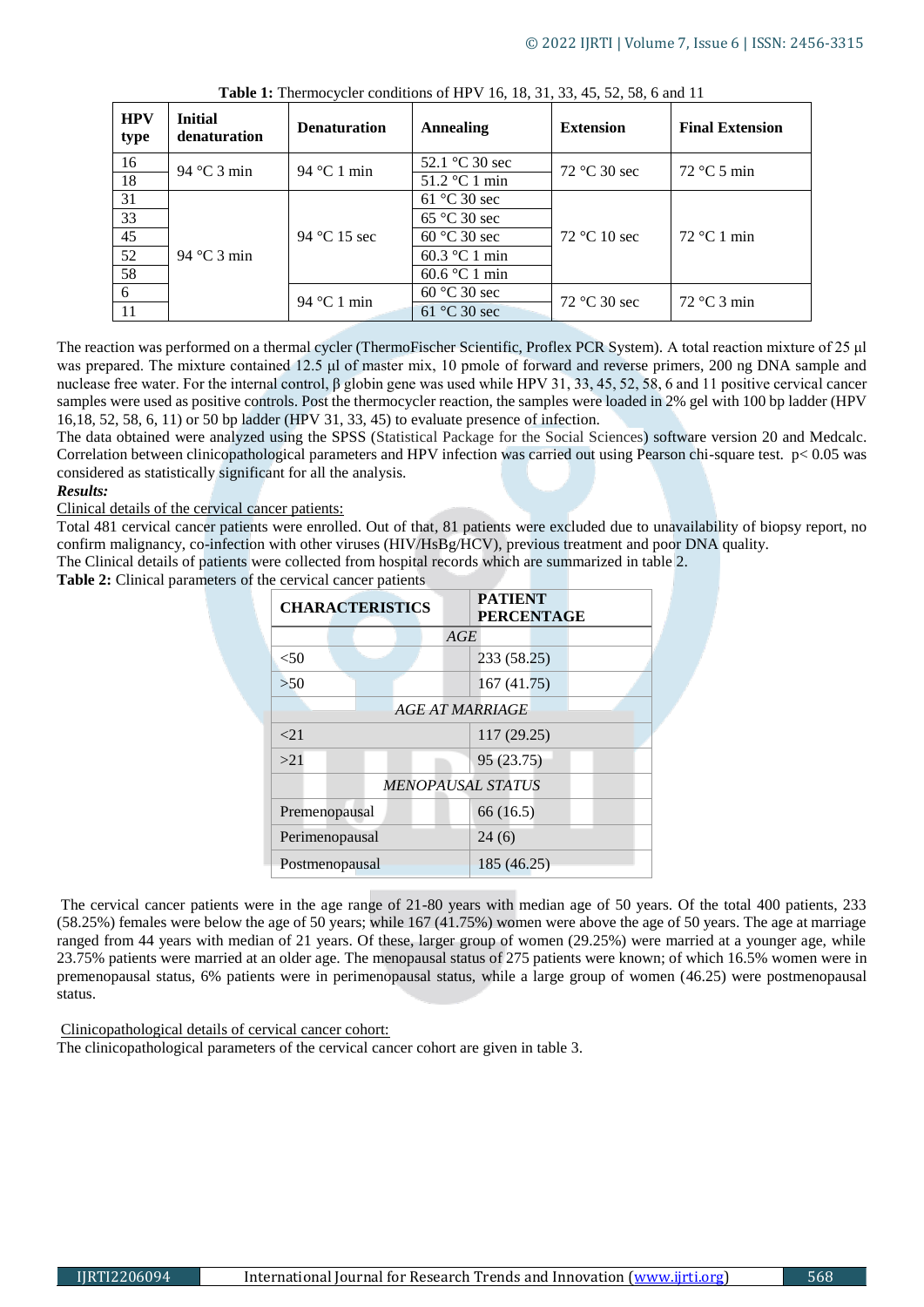**Table 1:** Thermocycler conditions of HPV 16, 18, 31, 33, 45, 52, 58, 6 and 11

| HPV type | Initial denaturation | Denaturation | Annealing | Extension | Final Extension |
|---|---|---|---|---|---|
| 16 | 94 °C 3 min | 94 °C 1 min | 52.1 °C 30 sec | 72 °C 30 sec | 72 °C 5 min |
| 18 | | | 51.2 °C 1 min | | |
| 31 | 94 °C 3 min | 94 °C 15 sec | 61 °C 30 sec | 72 °C 10 sec | 72 °C 1 min |
| 33 | | | 65 °C 30 sec | | |
| 45 | | | 60 °C 30 sec | | |
| 52 | | | 60.3 °C 1 min | | |
| 58 | | | 60.6 °C 1 min | | |
| 6 | | 94 °C 1 min | 60 °C 30 sec | 72 °C 30 sec | 72 °C 3 min |
| 11 | | | 61 °C 30 sec | | |

The reaction was performed on a thermal cycler (ThermoFischer Scientific, Proflex PCR System). A total reaction mixture of 25 µl was prepared. The mixture contained 12.5 µl of master mix, 10 pmole of forward and reverse primers, 200 ng DNA sample and nuclease free water. For the internal control, β globin gene was used while HPV 31, 33, 45, 52, 58, 6 and 11 positive cervical cancer samples were used as positive controls. Post the thermocycler reaction, the samples were loaded in 2% gel with 100 bp ladder (HPV 16,18, 52, 58, 6, 11) or 50 bp ladder (HPV 31, 33, 45) to evaluate presence of infection.

The data obtained were analyzed using the SPSS (Statistical Package for the Social Sciences) software version 20 and Medcalc. Correlation between clinicopathological parameters and HPV infection was carried out using Pearson chi-square test. $p < 0.05$ was considered as statistically significant for all the analysis.

***Results:***

Clinical details of the cervical cancer patients:

Total 481 cervical cancer patients were enrolled. Out of that, 81 patients were excluded due to unavailability of biopsy report, no confirm malignancy, co-infection with other viruses (HIV/HsBg/HCV), previous treatment and poor DNA quality.

The Clinical details of patients were collected from hospital records which are summarized in table 2.

**Table 2:** Clinical parameters of the cervical cancer patients

| CHARACTERISTICS | PATIENT PERCENTAGE |
|---|---|
| *AGE* | |
| <50 | 233 (58.25) |
| >50 | 167 (41.75) |
| *AGE AT MARRIAGE* | |
| <21 | 117 (29.25) |
| >21 | 95 (23.75) |
| *MENOPAUSAL STATUS* | |
| Premenopausal | 66 (16.5) |
| Perimenopausal | 24 (6) |
| Postmenopausal | 185 (46.25) |

The cervical cancer patients were in the age range of 21-80 years with median age of 50 years. Of the total 400 patients, 233 (58.25%) females were below the age of 50 years; while 167 (41.75%) women were above the age of 50 years. The age at marriage ranged from 44 years with median of 21 years. Of these, larger group of women (29.25%) were married at a younger age, while 23.75% patients were married at an older age. The menopausal status of 275 patients were known; of which 16.5% women were in premenopausal status, 6% patients were in perimenopausal status, while a large group of women (46.25) were postmenopausal status.

Clinicopathological details of cervical cancer cohort:

The clinicopathological parameters of the cervical cancer cohort are given in table 3.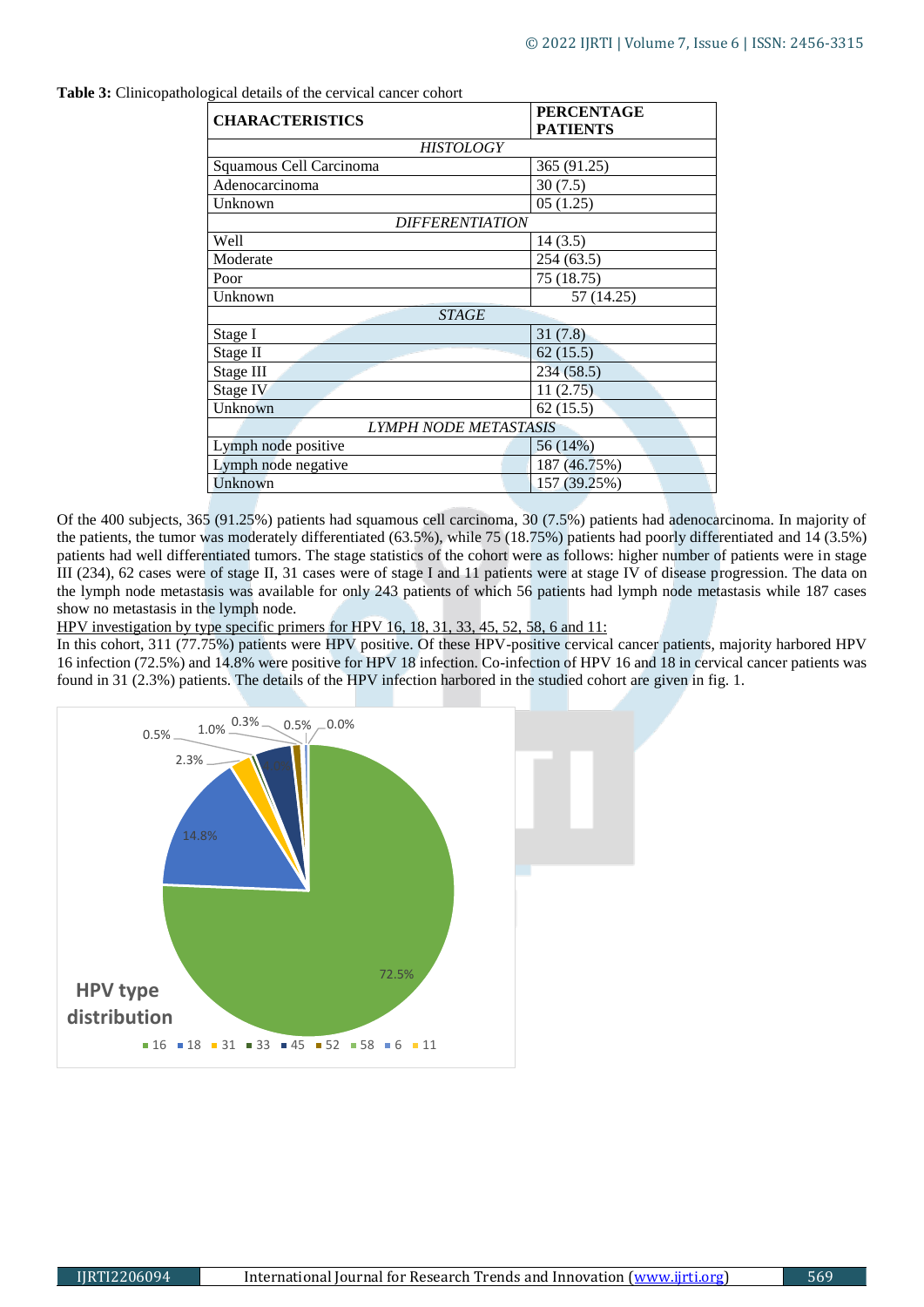**Table 3:** Clinicopathological details of the cervical cancer cohort

| CHARACTERISTICS | PERCENTAGE PATIENTS |
|---|---|
| *HISTOLOGY* | |
| Squamous Cell Carcinoma | 365 (91.25) |
| Adenocarcinoma | 30 (7.5) |
| Unknown | 05 (1.25) |
| *DIFFERENTIATION* | |
| Well | 14 (3.5) |
| Moderate | 254 (63.5) |
| Poor | 75 (18.75) |
| Unknown | 57 (14.25) |
| *STAGE* | |
| Stage I | 31 (7.8) |
| Stage II | 62 (15.5) |
| Stage III | 234 (58.5) |
| Stage IV | 11 (2.75) |
| Unknown | 62 (15.5) |
| *LYMPH NODE METASTASIS* | |
| Lymph node positive | 56 (14%) |
| Lymph node negative | 187 (46.75%) |
| Unknown | 157 (39.25%) |

Of the 400 subjects, 365 (91.25%) patients had squamous cell carcinoma, 30 (7.5%) patients had adenocarcinoma. In majority of the patients, the tumor was moderately differentiated (63.5%), while 75 (18.75%) patients had poorly differentiated and 14 (3.5%) patients had well differentiated tumors. The stage statistics of the cohort were as follows: higher number of patients were in stage III (234), 62 cases were of stage II, 31 cases were of stage I and 11 patients were at stage IV of disease progression. The data on the lymph node metastasis was available for only 243 patients of which 56 patients had lymph node metastasis while 187 cases show no metastasis in the lymph node.

HPV investigation by type specific primers for HPV 16, 18, 31, 33, 45, 52, 58, 6 and 11:

In this cohort, 311 (77.75%) patients were HPV positive. Of these HPV-positive cervical cancer patients, majority harbored HPV 16 infection (72.5%) and 14.8% were positive for HPV 18 infection. Co-infection of HPV 16 and 18 in cervical cancer patients was found in 31 (2.3%) patients. The details of the HPV infection harbored in the studied cohort are given in fig. 1.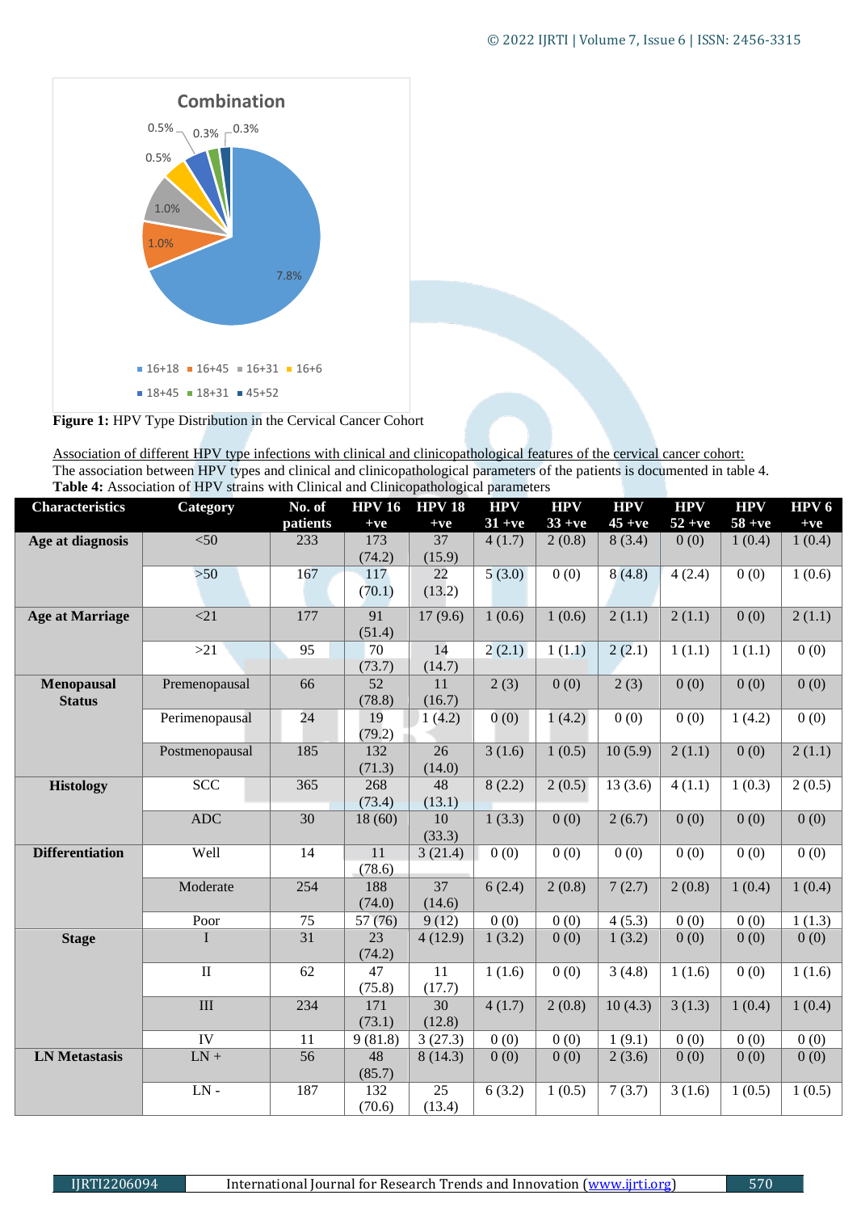**Figure 1:** HPV Type Distribution in the Cervical Cancer Cohort

Association of different HPV type infections with clinical and clinicopathological features of the cervical cancer cohort:

The association between HPV types and clinical and clinicopathological parameters of the patients is documented in table 4.

**Table 4:** Association of HPV strains with Clinical and Clinicopathological parameters

| Characteristics | Category | No. of patients | HPV 16 +ve | HPV 18 +ve | HPV 31 +ve | HPV 33 +ve | HPV 45 +ve | HPV 52 +ve | HPV 58 +ve | HPV 6 +ve |
|---|---|---|---|---|---|---|---|---|---|---|
| **Age at diagnosis** | <50 | 233 | 173 (74.2) | 37 (15.9) | 4 (1.7) | 2 (0.8) | 8 (3.4) | 0 (0) | 1 (0.4) | 1 (0.4) |
| | >50 | 167 | 117 (70.1) | 22 (13.2) | 5 (3.0) | 0 (0) | 8 (4.8) | 4 (2.4) | 0 (0) | 1 (0.6) |
| **Age at Marriage** | <21 | 177 | 91 (51.4) | 17 (9.6) | 1 (0.6) | 1 (0.6) | 2 (1.1) | 2 (1.1) | 0 (0) | 2 (1.1) |
| | >21 | 95 | 70 (73.7) | 14 (14.7) | 2 (2.1) | 1 (1.1) | 2 (2.1) | 1 (1.1) | 1 (1.1) | 0 (0) |
| **Menopausal Status** | Premenopausal | 66 | 52 (78.8) | 11 (16.7) | 2 (3) | 0 (0) | 2 (3) | 0 (0) | 0 (0) | 0 (0) |
| | Perimenopausal | 24 | 19 (79.2) | 1 (4.2) | 0 (0) | 1 (4.2) | 0 (0) | 0 (0) | 1 (4.2) | 0 (0) |
| | Postmenopausal | 185 | 132 (71.3) | 26 (14.0) | 3 (1.6) | 1 (0.5) | 10 (5.9) | 2 (1.1) | 0 (0) | 2 (1.1) |
| **Histology** | SCC | 365 | 268 (73.4) | 48 (13.1) | 8 (2.2) | 2 (0.5) | 13 (3.6) | 4 (1.1) | 1 (0.3) | 2 (0.5) |
| | ADC | 30 | 18 (60) | 10 (33.3) | 1 (3.3) | 0 (0) | 2 (6.7) | 0 (0) | 0 (0) | 0 (0) |
| **Differentiation** | Well | 14 | 11 (78.6) | 3 (21.4) | 0 (0) | 0 (0) | 0 (0) | 0 (0) | 0 (0) | 0 (0) |
| | Moderate | 254 | 188 (74.0) | 37 (14.6) | 6 (2.4) | 2 (0.8) | 7 (2.7) | 2 (0.8) | 1 (0.4) | 1 (0.4) |
| | Poor | 75 | 57 (76) | 9 (12) | 0 (0) | 0 (0) | 4 (5.3) | 0 (0) | 0 (0) | 1 (1.3) |
| **Stage** | I | 31 | 23 (74.2) | 4 (12.9) | 1 (3.2) | 0 (0) | 1 (3.2) | 0 (0) | 0 (0) | 0 (0) |
| | II | 62 | 47 (75.8) | 11 (17.7) | 1 (1.6) | 0 (0) | 3 (4.8) | 1 (1.6) | 0 (0) | 1 (1.6) |
| | III | 234 | 171 (73.1) | 30 (12.8) | 4 (1.7) | 2 (0.8) | 10 (4.3) | 3 (1.3) | 1 (0.4) | 1 (0.4) |
| | IV | 11 | 9 (81.8) | 3 (27.3) | 0 (0) | 0 (0) | 1 (9.1) | 0 (0) | 0 (0) | 0 (0) |
| **LN Metastasis** | LN + | 56 | 48 (85.7) | 8 (14.3) | 0 (0) | 0 (0) | 2 (3.6) | 0 (0) | 0 (0) | 0 (0) |
| | LN - | 187 | 132 (70.6) | 25 (13.4) | 6 (3.2) | 1 (0.5) | 7 (3.7) | 3 (1.6) | 1 (0.5) | 1 (0.5) |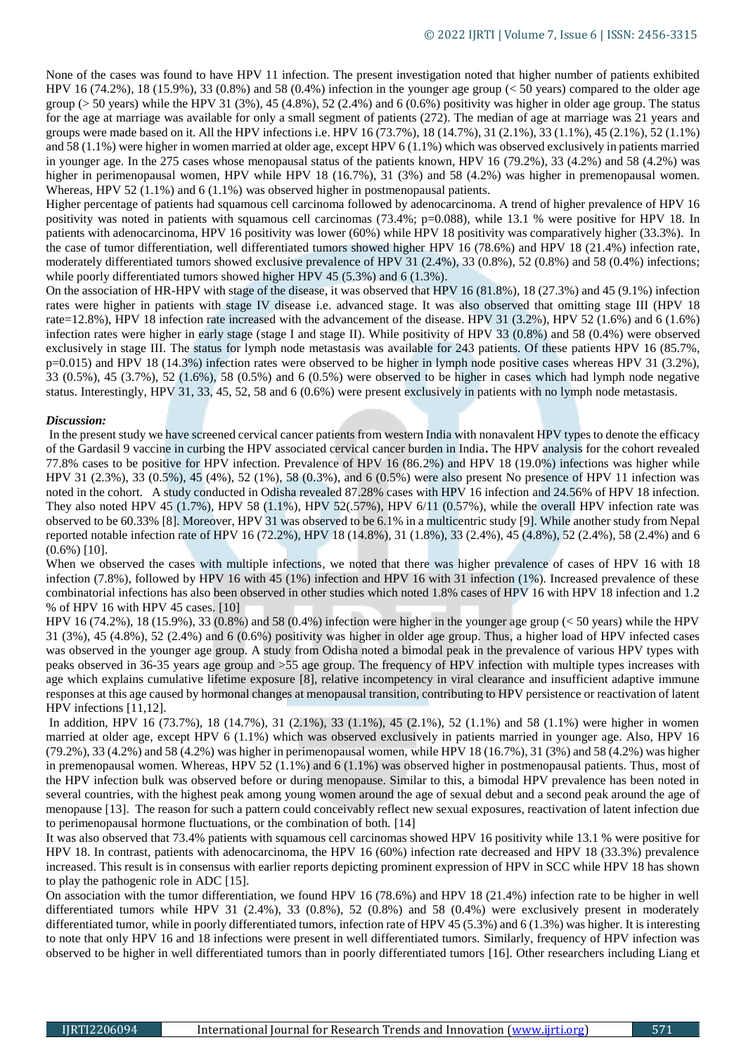None of the cases was found to have HPV 11 infection. The present investigation noted that higher number of patients exhibited HPV 16 (74.2%), 18 (15.9%), 33 (0.8%) and 58 (0.4%) infection in the younger age group (< 50 years) compared to the older age group (> 50 years) while the HPV 31 (3%), 45 (4.8%), 52 (2.4%) and 6 (0.6%) positivity was higher in older age group. The status for the age at marriage was available for only a small segment of patients (272). The median of age at marriage was 21 years and groups were made based on it. All the HPV infections i.e. HPV 16 (73.7%), 18 (14.7%), 31 (2.1%), 33 (1.1%), 45 (2.1%), 52 (1.1%) and 58 (1.1%) were higher in women married at older age, except HPV 6 (1.1%) which was observed exclusively in patients married in younger age. In the 275 cases whose menopausal status of the patients known, HPV 16 (79.2%), 33 (4.2%) and 58 (4.2%) was higher in perimenopausal women, HPV while HPV 18 (16.7%), 31 (3%) and 58 (4.2%) was higher in premenopausal women. Whereas, HPV 52 (1.1%) and 6 (1.1%) was observed higher in postmenopausal patients.

Higher percentage of patients had squamous cell carcinoma followed by adenocarcinoma. A trend of higher prevalence of HPV 16 positivity was noted in patients with squamous cell carcinomas (73.4%; p=0.088), while 13.1 % were positive for HPV 18. In patients with adenocarcinoma, HPV 16 positivity was lower (60%) while HPV 18 positivity was comparatively higher (33.3%). In the case of tumor differentiation, well differentiated tumors showed higher HPV 16 (78.6%) and HPV 18 (21.4%) infection rate, moderately differentiated tumors showed exclusive prevalence of HPV 31 (2.4%), 33 (0.8%), 52 (0.8%) and 58 (0.4%) infections; while poorly differentiated tumors showed higher HPV 45 (5.3%) and 6 (1.3%).

On the association of HR-HPV with stage of the disease, it was observed that HPV 16 (81.8%), 18 (27.3%) and 45 (9.1%) infection rates were higher in patients with stage IV disease i.e. advanced stage. It was also observed that omitting stage III (HPV 18 rate=12.8%), HPV 18 infection rate increased with the advancement of the disease. HPV 31 (3.2%), HPV 52 (1.6%) and 6 (1.6%) infection rates were higher in early stage (stage I and stage II). While positivity of HPV 33 (0.8%) and 58 (0.4%) were observed exclusively in stage III. The status for lymph node metastasis was available for 243 patients. Of these patients HPV 16 (85.7%, p=0.015) and HPV 18 (14.3%) infection rates were observed to be higher in lymph node positive cases whereas HPV 31 (3.2%), 33 (0.5%), 45 (3.7%), 52 (1.6%), 58 (0.5%) and 6 (0.5%) were observed to be higher in cases which had lymph node negative status. Interestingly, HPV 31, 33, 45, 52, 58 and 6 (0.6%) were present exclusively in patients with no lymph node metastasis.

***Discussion:***

In the present study we have screened cervical cancer patients from western India with nonavalent HPV types to denote the efficacy of the Gardasil 9 vaccine in curbing the HPV associated cervical cancer burden in India. The HPV analysis for the cohort revealed 77.8% cases to be positive for HPV infection. Prevalence of HPV 16 (86.2%) and HPV 18 (19.0%) infections was higher while HPV 31 (2.3%), 33 (0.5%), 45 (4%), 52 (1%), 58 (0.3%), and 6 (0.5%) were also present No presence of HPV 11 infection was noted in the cohort. A study conducted in Odisha revealed 87.28% cases with HPV 16 infection and 24.56% of HPV 18 infection. They also noted HPV 45 (1.7%), HPV 58 (1.1%), HPV 52(.57%), HPV 6/11 (0.57%), while the overall HPV infection rate was observed to be 60.33% [8]. Moreover, HPV 31 was observed to be 6.1% in a multicentric study [9]. While another study from Nepal reported notable infection rate of HPV 16 (72.2%), HPV 18 (14.8%), 31 (1.8%), 33 (2.4%), 45 (4.8%), 52 (2.4%), 58 (2.4%) and 6 (0.6%) [10].

When we observed the cases with multiple infections, we noted that there was higher prevalence of cases of HPV 16 with 18 infection (7.8%), followed by HPV 16 with 45 (1%) infection and HPV 16 with 31 infection (1%). Increased prevalence of these combinatorial infections has also been observed in other studies which noted 1.8% cases of HPV 16 with HPV 18 infection and 1.2 % of HPV 16 with HPV 45 cases. [10]

HPV 16 (74.2%), 18 (15.9%), 33 (0.8%) and 58 (0.4%) infection were higher in the younger age group (< 50 years) while the HPV 31 (3%), 45 (4.8%), 52 (2.4%) and 6 (0.6%) positivity was higher in older age group. Thus, a higher load of HPV infected cases was observed in the younger age group. A study from Odisha noted a bimodal peak in the prevalence of various HPV types with peaks observed in 36-35 years age group and >55 age group. The frequency of HPV infection with multiple types increases with age which explains cumulative lifetime exposure [8], relative incompetency in viral clearance and insufficient adaptive immune responses at this age caused by hormonal changes at menopausal transition, contributing to HPV persistence or reactivation of latent HPV infections [11,12].

In addition, HPV 16 (73.7%), 18 (14.7%), 31 (2.1%), 33 (1.1%), 45 (2.1%), 52 (1.1%) and 58 (1.1%) were higher in women married at older age, except HPV 6 (1.1%) which was observed exclusively in patients married in younger age. Also, HPV 16 (79.2%), 33 (4.2%) and 58 (4.2%) was higher in perimenopausal women, while HPV 18 (16.7%), 31 (3%) and 58 (4.2%) was higher in premenopausal women. Whereas, HPV 52 (1.1%) and 6 (1.1%) was observed higher in postmenopausal patients. Thus, most of the HPV infection bulk was observed before or during menopause. Similar to this, a bimodal HPV prevalence has been noted in several countries, with the highest peak among young women around the age of sexual debut and a second peak around the age of menopause [13]. The reason for such a pattern could conceivably reflect new sexual exposures, reactivation of latent infection due to perimenopausal hormone fluctuations, or the combination of both. [14]

It was also observed that 73.4% patients with squamous cell carcinomas showed HPV 16 positivity while 13.1 % were positive for HPV 18. In contrast, patients with adenocarcinoma, the HPV 16 (60%) infection rate decreased and HPV 18 (33.3%) prevalence increased. This result is in consensus with earlier reports depicting prominent expression of HPV in SCC while HPV 18 has shown to play the pathogenic role in ADC [15].

On association with the tumor differentiation, we found HPV 16 (78.6%) and HPV 18 (21.4%) infection rate to be higher in well differentiated tumors while HPV 31 (2.4%), 33 (0.8%), 52 (0.8%) and 58 (0.4%) were exclusively present in moderately differentiated tumor, while in poorly differentiated tumors, infection rate of HPV 45 (5.3%) and 6 (1.3%) was higher. It is interesting to note that only HPV 16 and 18 infections were present in well differentiated tumors. Similarly, frequency of HPV infection was observed to be higher in well differentiated tumors than in poorly differentiated tumors [16]. Other researchers including Liang et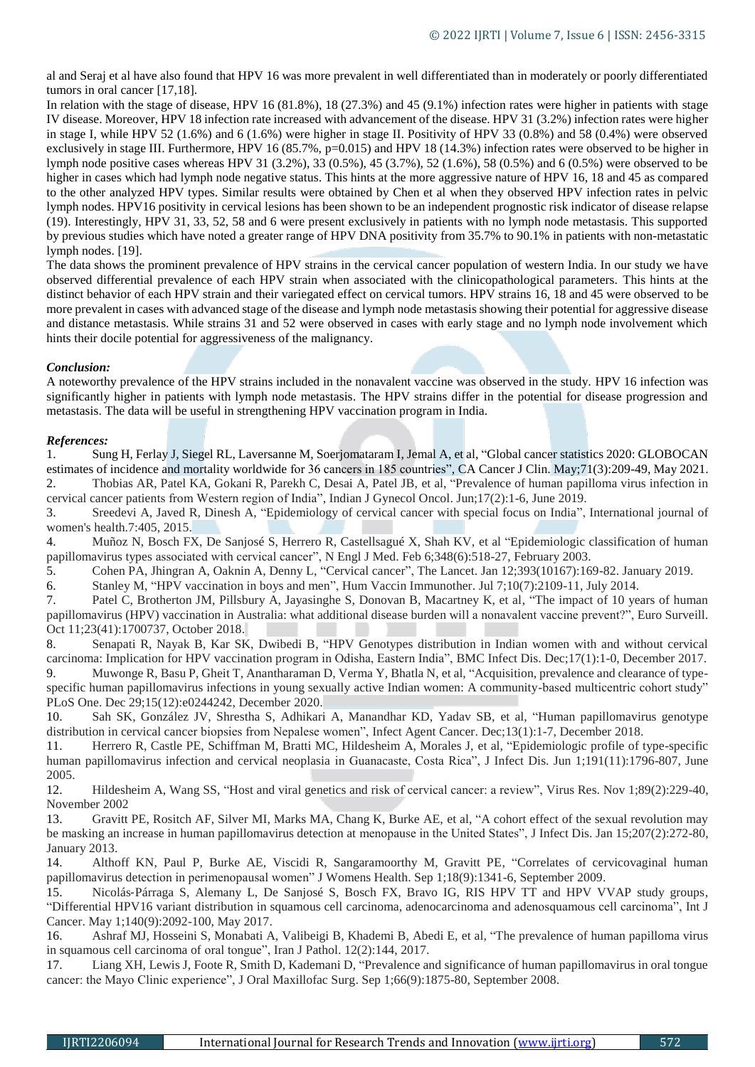al and Seraj et al have also found that HPV 16 was more prevalent in well differentiated than in moderately or poorly differentiated tumors in oral cancer [17,18].

In relation with the stage of disease, HPV 16 (81.8%), 18 (27.3%) and 45 (9.1%) infection rates were higher in patients with stage IV disease. Moreover, HPV 18 infection rate increased with advancement of the disease. HPV 31 (3.2%) infection rates were higher in stage I, while HPV 52 (1.6%) and 6 (1.6%) were higher in stage II. Positivity of HPV 33 (0.8%) and 58 (0.4%) were observed exclusively in stage III. Furthermore, HPV 16 (85.7%, p=0.015) and HPV 18 (14.3%) infection rates were observed to be higher in lymph node positive cases whereas HPV 31 (3.2%), 33 (0.5%), 45 (3.7%), 52 (1.6%), 58 (0.5%) and 6 (0.5%) were observed to be higher in cases which had lymph node negative status. This hints at the more aggressive nature of HPV 16, 18 and 45 as compared to the other analyzed HPV types. Similar results were obtained by Chen et al when they observed HPV infection rates in pelvic lymph nodes. HPV16 positivity in cervical lesions has been shown to be an independent prognostic risk indicator of disease relapse (19). Interestingly, HPV 31, 33, 52, 58 and 6 were present exclusively in patients with no lymph node metastasis. This supported by previous studies which have noted a greater range of HPV DNA positivity from 35.7% to 90.1% in patients with non-metastatic lymph nodes. [19].

The data shows the prominent prevalence of HPV strains in the cervical cancer population of western India. In our study we have observed differential prevalence of each HPV strain when associated with the clinicopathological parameters. This hints at the distinct behavior of each HPV strain and their variegated effect on cervical tumors. HPV strains 16, 18 and 45 were observed to be more prevalent in cases with advanced stage of the disease and lymph node metastasis showing their potential for aggressive disease and distance metastasis. While strains 31 and 52 were observed in cases with early stage and no lymph node involvement which hints their docile potential for aggressiveness of the malignancy.

***Conclusion:***

A noteworthy prevalence of the HPV strains included in the nonavalent vaccine was observed in the study. HPV 16 infection was significantly higher in patients with lymph node metastasis. The HPV strains differ in the potential for disease progression and metastasis. The data will be useful in strengthening HPV vaccination program in India.

***References:***

1. Sung H, Ferlay J, Siegel RL, Laversanne M, Soerjomataram I, Jemal A, et al, "Global cancer statistics 2020: GLOBOCAN estimates of incidence and mortality worldwide for 36 cancers in 185 countries", CA Cancer J Clin. May;71(3):209-49, May 2021.
2. Thobias AR, Patel KA, Gokani R, Parekh C, Desai A, Patel JB, et al, "Prevalence of human papilloma virus infection in cervical cancer patients from Western region of India", Indian J Gynecol Oncol. Jun;17(2):1-6, June 2019.
3. Sreedevi A, Javed R, Dinesh A, "Epidemiology of cervical cancer with special focus on India", International journal of women's health.7:405, 2015.
4. Muñoz N, Bosch FX, De Sanjosé S, Herrero R, Castellsagué X, Shah KV, et al "Epidemiologic classification of human papillomavirus types associated with cervical cancer", N Engl J Med. Feb 6;348(6):518-27, February 2003.
5. Cohen PA, Jhingran A, Oaknin A, Denny L, "Cervical cancer", The Lancet. Jan 12;393(10167):169-82. January 2019.
6. Stanley M, "HPV vaccination in boys and men", Hum Vaccin Immunother. Jul 7;10(7):2109-11, July 2014.
7. Patel C, Brotherton JM, Pillsbury A, Jayasinghe S, Donovan B, Macartney K, et al, "The impact of 10 years of human papillomavirus (HPV) vaccination in Australia: what additional disease burden will a nonavalent vaccine prevent?", Euro Surveill. Oct 11;23(41):1700737, October 2018.
8. Senapati R, Nayak B, Kar SK, Dwibedi B, "HPV Genotypes distribution in Indian women with and without cervical carcinoma: Implication for HPV vaccination program in Odisha, Eastern India", BMC Infect Dis. Dec;17(1):1-0, December 2017.
9. Muwonge R, Basu P, Gheit T, Anantharaman D, Verma Y, Bhatla N, et al, "Acquisition, prevalence and clearance of type-specific human papillomavirus infections in young sexually active Indian women: A community-based multicentric cohort study" PLoS One. Dec 29;15(12):e0244242, December 2020.
10. Sah SK, González JV, Shrestha S, Adhikari A, Manandhar KD, Yadav SB, et al, "Human papillomavirus genotype distribution in cervical cancer biopsies from Nepalese women", Infect Agent Cancer. Dec;13(1):1-7, December 2018.
11. Herrero R, Castle PE, Schiffman M, Bratti MC, Hildesheim A, Morales J, et al, "Epidemiologic profile of type-specific human papillomavirus infection and cervical neoplasia in Guanacaste, Costa Rica", J Infect Dis. Jun 1;191(11):1796-807, June 2005.
12. Hildesheim A, Wang SS, "Host and viral genetics and risk of cervical cancer: a review", Virus Res. Nov 1;89(2):229-40, November 2002
13. Gravitt PE, Rositch AF, Silver MI, Marks MA, Chang K, Burke AE, et al, "A cohort effect of the sexual revolution may be masking an increase in human papillomavirus detection at menopause in the United States", J Infect Dis. Jan 15;207(2):272-80, January 2013.
14. Althoff KN, Paul P, Burke AE, Viscidi R, Sangaramoorthy M, Gravitt PE, "Correlates of cervicovaginal human papillomavirus detection in perimenopausal women" J Womens Health. Sep 1;18(9):1341-6, September 2009.
15. Nicolás-Párraga S, Alemany L, De Sanjosé S, Bosch FX, Bravo IG, RIS HPV TT and HPV VVAP study groups, "Differential HPV16 variant distribution in squamous cell carcinoma, adenocarcinoma and adenosquamous cell carcinoma", Int J Cancer. May 1;140(9):2092-100, May 2017.
16. Ashraf MJ, Hosseini S, Monabati A, Valibeigi B, Khademi B, Abedi E, et al, "The prevalence of human papilloma virus in squamous cell carcinoma of oral tongue", Iran J Pathol. 12(2):144, 2017.
17. Liang XH, Lewis J, Foote R, Smith D, Kademani D, "Prevalence and significance of human papillomavirus in oral tongue cancer: the Mayo Clinic experience", J Oral Maxillofac Surg. Sep 1;66(9):1875-80, September 2008.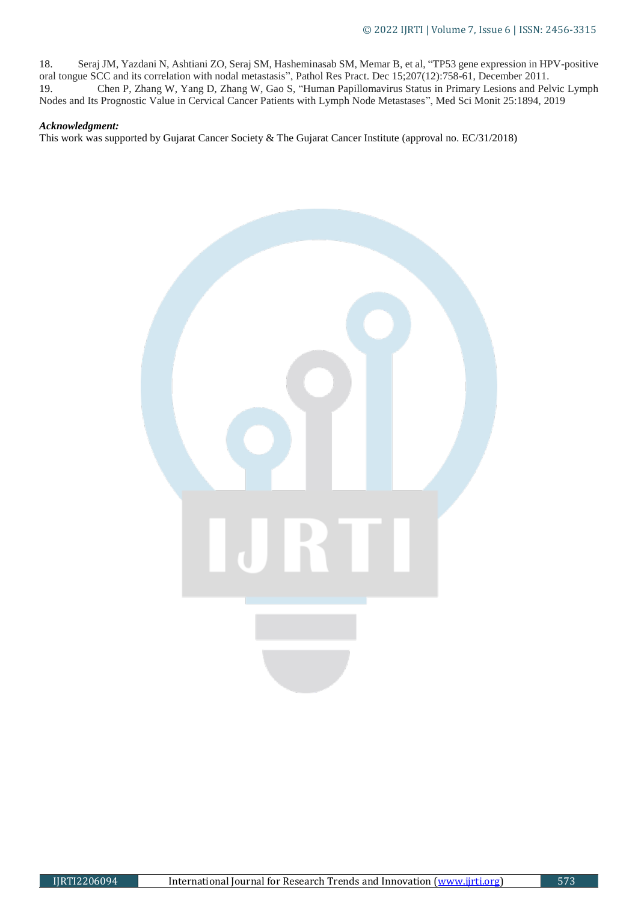18. Seraj JM, Yazdani N, Ashtiani ZO, Seraj SM, Hasheminasab SM, Memar B, et al, "TP53 gene expression in HPV-positive oral tongue SCC and its correlation with nodal metastasis", Pathol Res Pract. Dec 15;207(12):758-61, December 2011.
19. Chen P, Zhang W, Yang D, Zhang W, Gao S, "Human Papillomavirus Status in Primary Lesions and Pelvic Lymph Nodes and Its Prognostic Value in Cervical Cancer Patients with Lymph Node Metastases", Med Sci Monit 25:1894, 2019

***Acknowledgment:***

This work was supported by Gujarat Cancer Society & The Gujarat Cancer Institute (approval no. EC/31/2018)